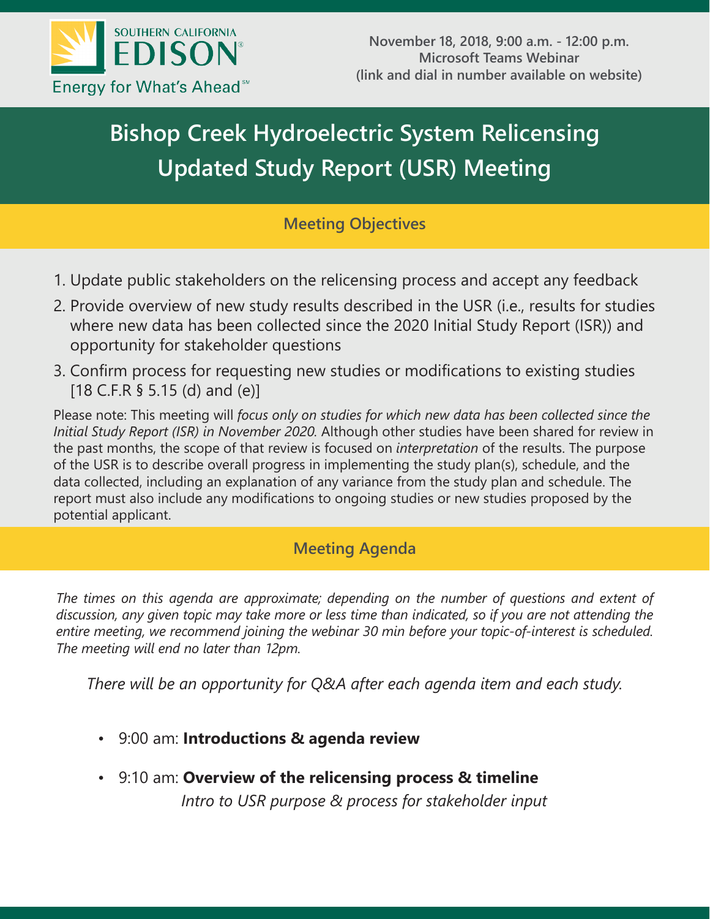SOUTHERN CALIFORNIA
EDISON®
Energy for What's Ahead℠

**November 18, 2018, 9:00 a.m. - 12:00 p.m.**
**Microsoft Teams Webinar**
**(link and dial in number available on website)**

# Bishop Creek Hydroelectric System Relicensing Updated Study Report (USR) Meeting

## Meeting Objectives

1. Update public stakeholders on the relicensing process and accept any feedback
2. Provide overview of new study results described in the USR (i.e., results for studies where new data has been collected since the 2020 Initial Study Report (ISR)) and opportunity for stakeholder questions
3. Confirm process for requesting new studies or modifications to existing studies [18 C.F.R § 5.15 (d) and (e)]

Please note: This meeting will *focus only on studies for which new data has been collected since the Initial Study Report (ISR) in November 2020.* Although other studies have been shared for review in the past months, the scope of that review is focused on *interpretation* of the results. The purpose of the USR is to describe overall progress in implementing the study plan(s), schedule, and the data collected, including an explanation of any variance from the study plan and schedule. The report must also include any modifications to ongoing studies or new studies proposed by the potential applicant.

## Meeting Agenda

*The times on this agenda are approximate; depending on the number of questions and extent of discussion, any given topic may take more or less time than indicated, so if you are not attending the entire meeting, we recommend joining the webinar 30 min before your topic-of-interest is scheduled. The meeting will end no later than 12pm.*

*There will be an opportunity for Q&A after each agenda item and each study.*

- 9:00 am: **Introductions & agenda review**
- 9:10 am: **Overview of the relicensing process & timeline**
  *Intro to USR purpose & process for stakeholder input*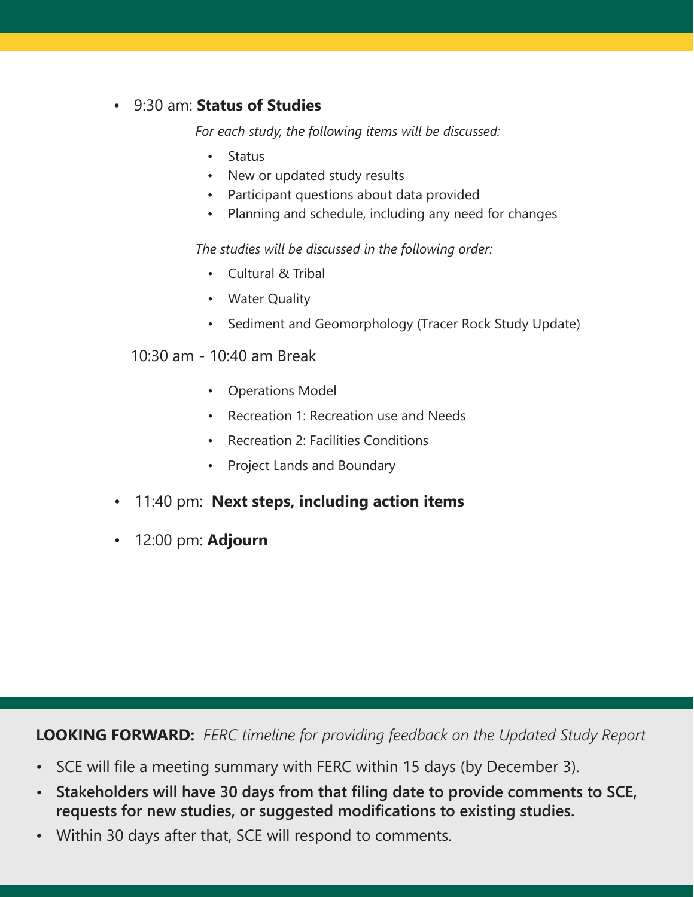- 9:30 am: **Status of Studies**

  *For each study, the following items will be discussed:*

  - Status
  - New or updated study results
  - Participant questions about data provided
  - Planning and schedule, including any need for changes

  *The studies will be discussed in the following order:*

  - Cultural & Tribal
  - Water Quality
  - Sediment and Geomorphology (Tracer Rock Study Update)

  10:30 am - 10:40 am Break

  - Operations Model
  - Recreation 1: Recreation use and Needs
  - Recreation 2: Facilities Conditions
  - Project Lands and Boundary

- 11:40 pm: **Next steps, including action items**
- 12:00 pm: **Adjourn**

**LOOKING FORWARD:** *FERC timeline for providing feedback on the Updated Study Report*

- SCE will file a meeting summary with FERC within 15 days (by December 3).
- **Stakeholders will have 30 days from that filing date to provide comments to SCE, requests for new studies, or suggested modifications to existing studies.**
- Within 30 days after that, SCE will respond to comments.